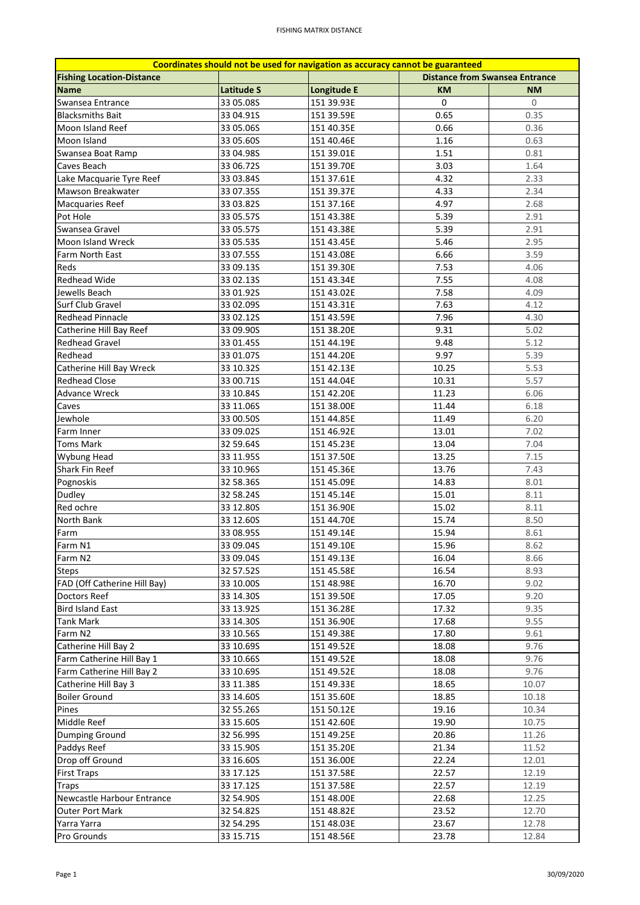| Coordinates should not be used for navigation as accuracy cannot be guaranteed | | | | |
|---|---|---|---|---|
| **Fishing Location-Distance** | | | **Distance from Swansea Entrance** | |
| **Name** | **Latitude S** | **Longitude E** | **KM** | **NM** |
| Swansea Entrance | 33 05.08S | 151 39.93E | 0 | 0 |
| Blacksmiths Bait | 33 04.91S | 151 39.59E | 0.65 | 0.35 |
| Moon Island Reef | 33 05.06S | 151 40.35E | 0.66 | 0.36 |
| Moon Island | 33 05.60S | 151 40.46E | 1.16 | 0.63 |
| Swansea Boat Ramp | 33 04.98S | 151 39.01E | 1.51 | 0.81 |
| Caves Beach | 33 06.72S | 151 39.70E | 3.03 | 1.64 |
| Lake Macquarie Tyre Reef | 33 03.84S | 151 37.61E | 4.32 | 2.33 |
| Mawson Breakwater | 33 07.35S | 151 39.37E | 4.33 | 2.34 |
| Macquaries Reef | 33 03.82S | 151 37.16E | 4.97 | 2.68 |
| Pot Hole | 33 05.57S | 151 43.38E | 5.39 | 2.91 |
| Swansea Gravel | 33 05.57S | 151 43.38E | 5.39 | 2.91 |
| Moon Island Wreck | 33 05.53S | 151 43.45E | 5.46 | 2.95 |
| Farm North East | 33 07.55S | 151 43.08E | 6.66 | 3.59 |
| Reds | 33 09.13S | 151 39.30E | 7.53 | 4.06 |
| Redhead Wide | 33 02.13S | 151 43.34E | 7.55 | 4.08 |
| Jewells Beach | 33 01.92S | 151 43.02E | 7.58 | 4.09 |
| Surf Club Gravel | 33 02.09S | 151 43.31E | 7.63 | 4.12 |
| Redhead Pinnacle | 33 02.12S | 151 43.59E | 7.96 | 4.30 |
| Catherine Hill Bay Reef | 33 09.90S | 151 38.20E | 9.31 | 5.02 |
| Redhead Gravel | 33 01.45S | 151 44.19E | 9.48 | 5.12 |
| Redhead | 33 01.07S | 151 44.20E | 9.97 | 5.39 |
| Catherine Hill Bay Wreck | 33 10.32S | 151 42.13E | 10.25 | 5.53 |
| Redhead Close | 33 00.71S | 151 44.04E | 10.31 | 5.57 |
| Advance Wreck | 33 10.84S | 151 42.20E | 11.23 | 6.06 |
| Caves | 33 11.06S | 151 38.00E | 11.44 | 6.18 |
| Jewhole | 33 00.50S | 151 44.85E | 11.49 | 6.20 |
| Farm Inner | 33 09.02S | 151 46.92E | 13.01 | 7.02 |
| Toms Mark | 32 59.64S | 151 45.23E | 13.04 | 7.04 |
| Wybung Head | 33 11.95S | 151 37.50E | 13.25 | 7.15 |
| Shark Fin Reef | 33 10.96S | 151 45.36E | 13.76 | 7.43 |
| Pognoskis | 32 58.36S | 151 45.09E | 14.83 | 8.01 |
| Dudley | 32 58.24S | 151 45.14E | 15.01 | 8.11 |
| Red ochre | 33 12.80S | 151 36.90E | 15.02 | 8.11 |
| North Bank | 33 12.60S | 151 44.70E | 15.74 | 8.50 |
| Farm | 33 08.95S | 151 49.14E | 15.94 | 8.61 |
| Farm N1 | 33 09.04S | 151 49.10E | 15.96 | 8.62 |
| Farm N2 | 33 09.04S | 151 49.13E | 16.04 | 8.66 |
| Steps | 32 57.52S | 151 45.58E | 16.54 | 8.93 |
| FAD (Off Catherine Hill Bay) | 33 10.00S | 151 48.98E | 16.70 | 9.02 |
| Doctors Reef | 33 14.30S | 151 39.50E | 17.05 | 9.20 |
| Bird Island East | 33 13.92S | 151 36.28E | 17.32 | 9.35 |
| Tank Mark | 33 14.30S | 151 36.90E | 17.68 | 9.55 |
| Farm N2 | 33 10.56S | 151 49.38E | 17.80 | 9.61 |
| Catherine Hill Bay 2 | 33 10.69S | 151 49.52E | 18.08 | 9.76 |
| Farm Catherine Hill Bay 1 | 33 10.66S | 151 49.52E | 18.08 | 9.76 |
| Farm Catherine Hill Bay 2 | 33 10.69S | 151 49.52E | 18.08 | 9.76 |
| Catherine Hill Bay 3 | 33 11.38S | 151 49.33E | 18.65 | 10.07 |
| Boiler Ground | 33 14.60S | 151 35.60E | 18.85 | 10.18 |
| Pines | 32 55.26S | 151 50.12E | 19.16 | 10.34 |
| Middle Reef | 33 15.60S | 151 42.60E | 19.90 | 10.75 |
| Dumping Ground | 32 56.99S | 151 49.25E | 20.86 | 11.26 |
| Paddys Reef | 33 15.90S | 151 35.20E | 21.34 | 11.52 |
| Drop off Ground | 33 16.60S | 151 36.00E | 22.24 | 12.01 |
| First Traps | 33 17.12S | 151 37.58E | 22.57 | 12.19 |
| Traps | 33 17.12S | 151 37.58E | 22.57 | 12.19 |
| Newcastle Harbour Entrance | 32 54.90S | 151 48.00E | 22.68 | 12.25 |
| Outer Port Mark | 32 54.82S | 151 48.82E | 23.52 | 12.70 |
| Yarra Yarra | 32 54.29S | 151 48.03E | 23.67 | 12.78 |
| Pro Grounds | 33 15.71S | 151 48.56E | 23.78 | 12.84 |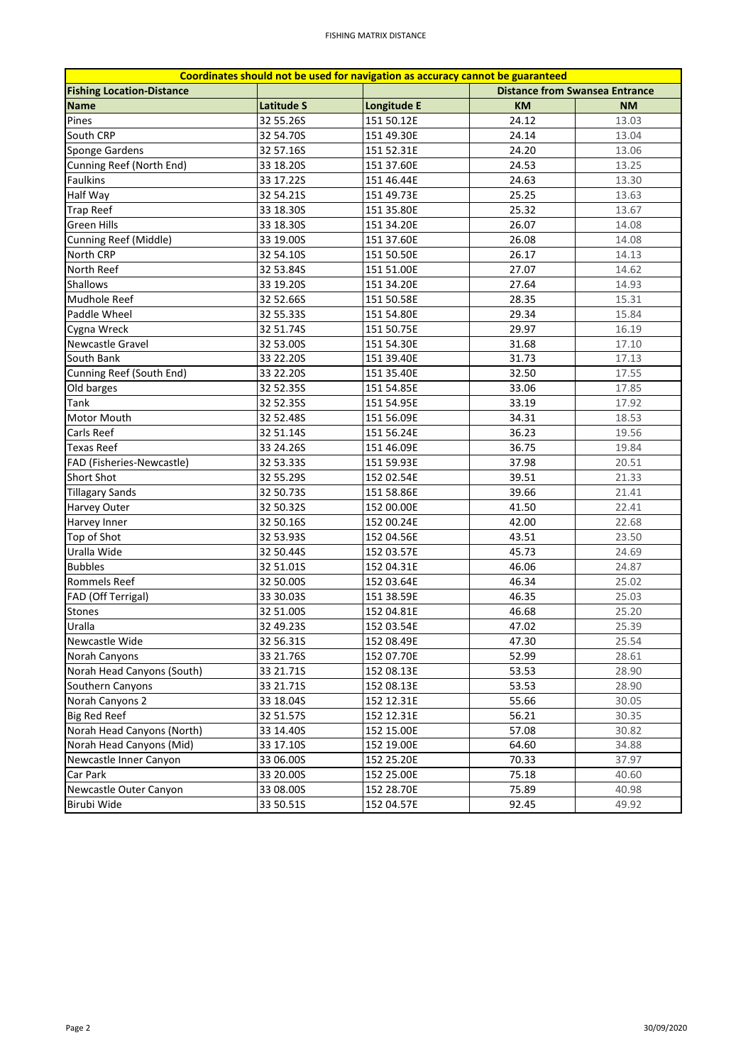| Coordinates should not be used for navigation as accuracy cannot be guaranteed | | | | |
|---|---|---|---|---|
| **Fishing Location-Distance** | | | **Distance from Swansea Entrance** | |
| **Name** | **Latitude S** | **Longitude E** | **KM** | **NM** |
| Pines | 32 55.26S | 151 50.12E | 24.12 | 13.03 |
| South CRP | 32 54.70S | 151 49.30E | 24.14 | 13.04 |
| Sponge Gardens | 32 57.16S | 151 52.31E | 24.20 | 13.06 |
| Cunning Reef (North End) | 33 18.20S | 151 37.60E | 24.53 | 13.25 |
| Faulkins | 33 17.22S | 151 46.44E | 24.63 | 13.30 |
| Half Way | 32 54.21S | 151 49.73E | 25.25 | 13.63 |
| Trap Reef | 33 18.30S | 151 35.80E | 25.32 | 13.67 |
| Green Hills | 33 18.30S | 151 34.20E | 26.07 | 14.08 |
| Cunning Reef (Middle) | 33 19.00S | 151 37.60E | 26.08 | 14.08 |
| North CRP | 32 54.10S | 151 50.50E | 26.17 | 14.13 |
| North Reef | 32 53.84S | 151 51.00E | 27.07 | 14.62 |
| Shallows | 33 19.20S | 151 34.20E | 27.64 | 14.93 |
| Mudhole Reef | 32 52.66S | 151 50.58E | 28.35 | 15.31 |
| Paddle Wheel | 32 55.33S | 151 54.80E | 29.34 | 15.84 |
| Cygna Wreck | 32 51.74S | 151 50.75E | 29.97 | 16.19 |
| Newcastle Gravel | 32 53.00S | 151 54.30E | 31.68 | 17.10 |
| South Bank | 33 22.20S | 151 39.40E | 31.73 | 17.13 |
| Cunning Reef (South End) | 33 22.20S | 151 35.40E | 32.50 | 17.55 |
| Old barges | 32 52.35S | 151 54.85E | 33.06 | 17.85 |
| Tank | 32 52.35S | 151 54.95E | 33.19 | 17.92 |
| Motor Mouth | 32 52.48S | 151 56.09E | 34.31 | 18.53 |
| Carls Reef | 32 51.14S | 151 56.24E | 36.23 | 19.56 |
| Texas Reef | 33 24.26S | 151 46.09E | 36.75 | 19.84 |
| FAD (Fisheries-Newcastle) | 32 53.33S | 151 59.93E | 37.98 | 20.51 |
| Short Shot | 32 55.29S | 152 02.54E | 39.51 | 21.33 |
| Tillagary Sands | 32 50.73S | 151 58.86E | 39.66 | 21.41 |
| Harvey Outer | 32 50.32S | 152 00.00E | 41.50 | 22.41 |
| Harvey Inner | 32 50.16S | 152 00.24E | 42.00 | 22.68 |
| Top of Shot | 32 53.93S | 152 04.56E | 43.51 | 23.50 |
| Uralla Wide | 32 50.44S | 152 03.57E | 45.73 | 24.69 |
| Bubbles | 32 51.01S | 152 04.31E | 46.06 | 24.87 |
| Rommels Reef | 32 50.00S | 152 03.64E | 46.34 | 25.02 |
| FAD (Off Terrigal) | 33 30.03S | 151 38.59E | 46.35 | 25.03 |
| Stones | 32 51.00S | 152 04.81E | 46.68 | 25.20 |
| Uralla | 32 49.23S | 152 03.54E | 47.02 | 25.39 |
| Newcastle Wide | 32 56.31S | 152 08.49E | 47.30 | 25.54 |
| Norah Canyons | 33 21.76S | 152 07.70E | 52.99 | 28.61 |
| Norah Head Canyons (South) | 33 21.71S | 152 08.13E | 53.53 | 28.90 |
| Southern Canyons | 33 21.71S | 152 08.13E | 53.53 | 28.90 |
| Norah Canyons 2 | 33 18.04S | 152 12.31E | 55.66 | 30.05 |
| Big Red Reef | 32 51.57S | 152 12.31E | 56.21 | 30.35 |
| Norah Head Canyons (North) | 33 14.40S | 152 15.00E | 57.08 | 30.82 |
| Norah Head Canyons (Mid) | 33 17.10S | 152 19.00E | 64.60 | 34.88 |
| Newcastle Inner Canyon | 33 06.00S | 152 25.20E | 70.33 | 37.97 |
| Car Park | 33 20.00S | 152 25.00E | 75.18 | 40.60 |
| Newcastle Outer Canyon | 33 08.00S | 152 28.70E | 75.89 | 40.98 |
| Birubi Wide | 33 50.51S | 152 04.57E | 92.45 | 49.92 |